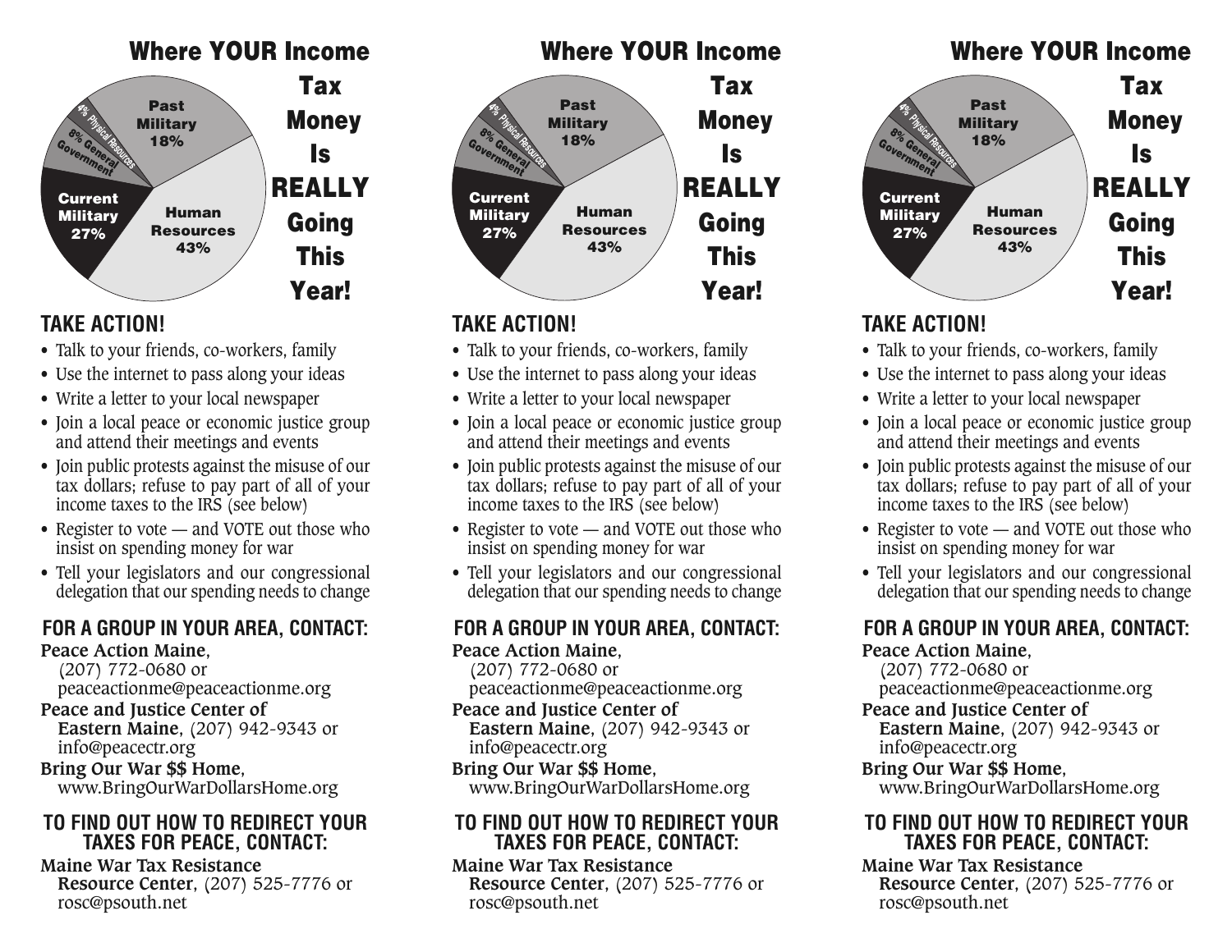## Where YOUR Income Tax Money Is REALLY Going This Year!

- Past Military 18%
- 4% Physical Resources
- 8% General Government
- Current Military 27%
- Human Resources 43%

### TAKE ACTION!

- Talk to your friends, co-workers, family
- Use the internet to pass along your ideas
- Write a letter to your local newspaper
- Join a local peace or economic justice group and attend their meetings and events
- Join public protests against the misuse of our tax dollars; refuse to pay part of all of your income taxes to the IRS (see below)
- Register to vote — and VOTE out those who insist on spending money for war
- Tell your legislators and our congressional delegation that our spending needs to change

### FOR A GROUP IN YOUR AREA, CONTACT:

**Peace Action Maine**, (207) 772-0680 or peaceactionme@peaceactionme.org

**Peace and Justice Center of Eastern Maine**, (207) 942-9343 or info@peacectr.org

**Bring Our War $$ Home**, www.BringOurWarDollarsHome.org

### TO FIND OUT HOW TO REDIRECT YOUR TAXES FOR PEACE, CONTACT:

**Maine War Tax Resistance Resource Center**, (207) 525-7776 or rosc@psouth.net

## Where YOUR Income Tax Money Is REALLY Going This Year!

- Past Military 18%
- 4% Physical Resources
- 8% General Government
- Current Military 27%
- Human Resources 43%

### TAKE ACTION!

- Talk to your friends, co-workers, family
- Use the internet to pass along your ideas
- Write a letter to your local newspaper
- Join a local peace or economic justice group and attend their meetings and events
- Join public protests against the misuse of our tax dollars; refuse to pay part of all of your income taxes to the IRS (see below)
- Register to vote — and VOTE out those who insist on spending money for war
- Tell your legislators and our congressional delegation that our spending needs to change

### FOR A GROUP IN YOUR AREA, CONTACT:

**Peace Action Maine**, (207) 772-0680 or peaceactionme@peaceactionme.org

**Peace and Justice Center of Eastern Maine**, (207) 942-9343 or info@peacectr.org

**Bring Our War $$ Home**, www.BringOurWarDollarsHome.org

### TO FIND OUT HOW TO REDIRECT YOUR TAXES FOR PEACE, CONTACT:

**Maine War Tax Resistance Resource Center**, (207) 525-7776 or rosc@psouth.net

## Where YOUR Income Tax Money Is REALLY Going This Year!

- Past Military 18%
- 4% Physical Resources
- 8% General Government
- Current Military 27%
- Human Resources 43%

### TAKE ACTION!

- Talk to your friends, co-workers, family
- Use the internet to pass along your ideas
- Write a letter to your local newspaper
- Join a local peace or economic justice group and attend their meetings and events
- Join public protests against the misuse of our tax dollars; refuse to pay part of all of your income taxes to the IRS (see below)
- Register to vote — and VOTE out those who insist on spending money for war
- Tell your legislators and our congressional delegation that our spending needs to change

### FOR A GROUP IN YOUR AREA, CONTACT:

**Peace Action Maine**, (207) 772-0680 or peaceactionme@peaceactionme.org

**Peace and Justice Center of Eastern Maine**, (207) 942-9343 or info@peacectr.org

**Bring Our War $$ Home**, www.BringOurWarDollarsHome.org

### TO FIND OUT HOW TO REDIRECT YOUR TAXES FOR PEACE, CONTACT:

**Maine War Tax Resistance Resource Center**, (207) 525-7776 or rosc@psouth.net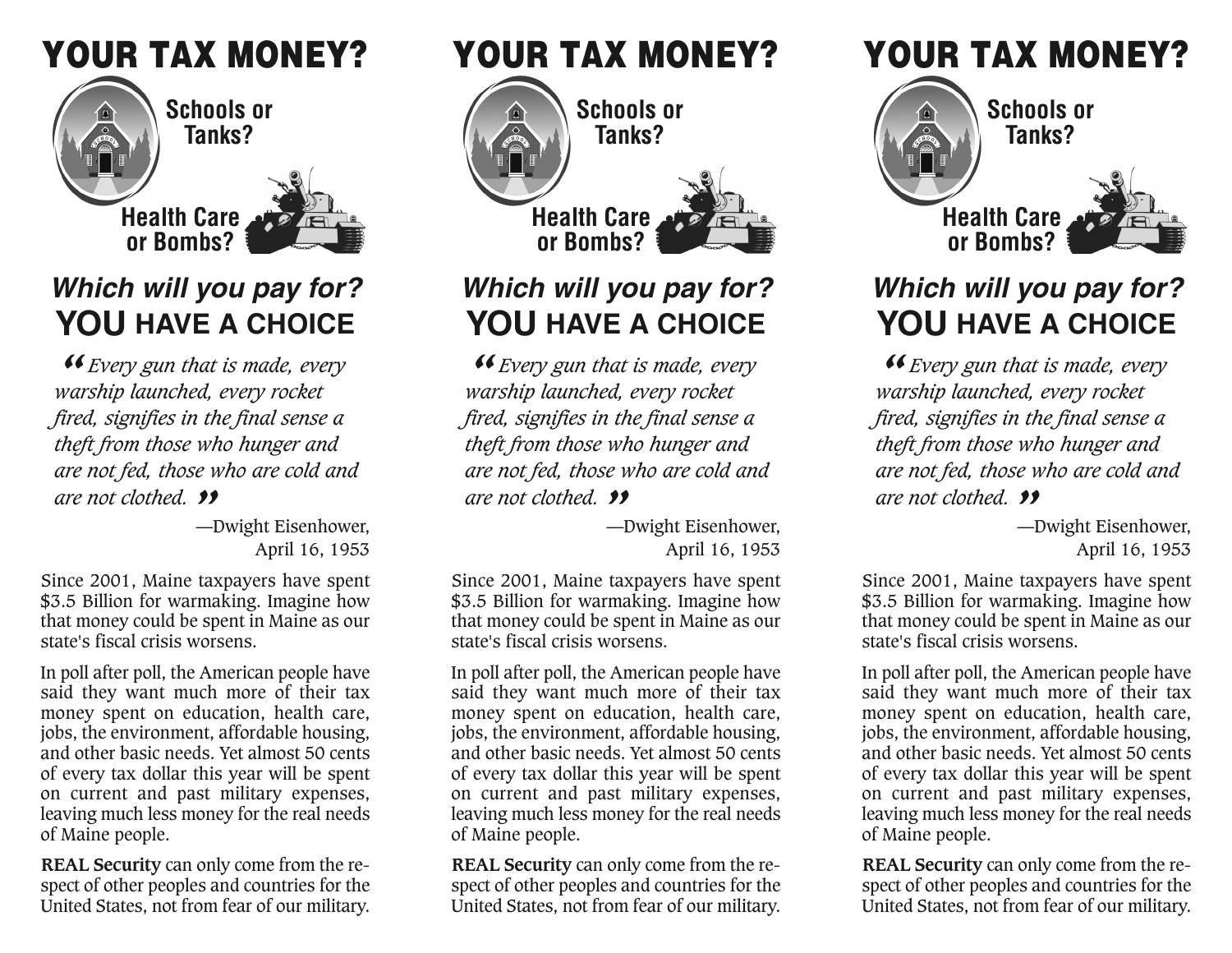# YOUR TAX MONEY?

**Schools or Tanks?**

**Health Care or Bombs?**

## *Which will you pay for?*

## YOU HAVE A CHOICE

*"Every gun that is made, every warship launched, every rocket fired, signifies in the final sense a theft from those who hunger and are not fed, those who are cold and are not clothed."*

—Dwight Eisenhower, April 16, 1953

Since 2001, Maine taxpayers have spent $3.5 Billion for warmaking. Imagine how that money could be spent in Maine as our state's fiscal crisis worsens.

In poll after poll, the American people have said they want much more of their tax money spent on education, health care, jobs, the environment, affordable housing, and other basic needs. Yet almost 50 cents of every tax dollar this year will be spent on current and past military expenses, leaving much less money for the real needs of Maine people.

**REAL Security** can only come from the respect of other peoples and countries for the United States, not from fear of our military.

# YOUR TAX MONEY?

**Schools or Tanks?**

**Health Care or Bombs?**

## *Which will you pay for?*

## YOU HAVE A CHOICE

*"Every gun that is made, every warship launched, every rocket fired, signifies in the final sense a theft from those who hunger and are not fed, those who are cold and are not clothed."*

—Dwight Eisenhower, April 16, 1953

Since 2001, Maine taxpayers have spent $3.5 Billion for warmaking. Imagine how that money could be spent in Maine as our state's fiscal crisis worsens.

In poll after poll, the American people have said they want much more of their tax money spent on education, health care, jobs, the environment, affordable housing, and other basic needs. Yet almost 50 cents of every tax dollar this year will be spent on current and past military expenses, leaving much less money for the real needs of Maine people.

**REAL Security** can only come from the respect of other peoples and countries for the United States, not from fear of our military.

# YOUR TAX MONEY?

**Schools or Tanks?**

**Health Care or Bombs?**

## *Which will you pay for?*

## YOU HAVE A CHOICE

*"Every gun that is made, every warship launched, every rocket fired, signifies in the final sense a theft from those who hunger and are not fed, those who are cold and are not clothed."*

—Dwight Eisenhower, April 16, 1953

Since 2001, Maine taxpayers have spent $3.5 Billion for warmaking. Imagine how that money could be spent in Maine as our state's fiscal crisis worsens.

In poll after poll, the American people have said they want much more of their tax money spent on education, health care, jobs, the environment, affordable housing, and other basic needs. Yet almost 50 cents of every tax dollar this year will be spent on current and past military expenses, leaving much less money for the real needs of Maine people.

**REAL Security** can only come from the respect of other peoples and countries for the United States, not from fear of our military.